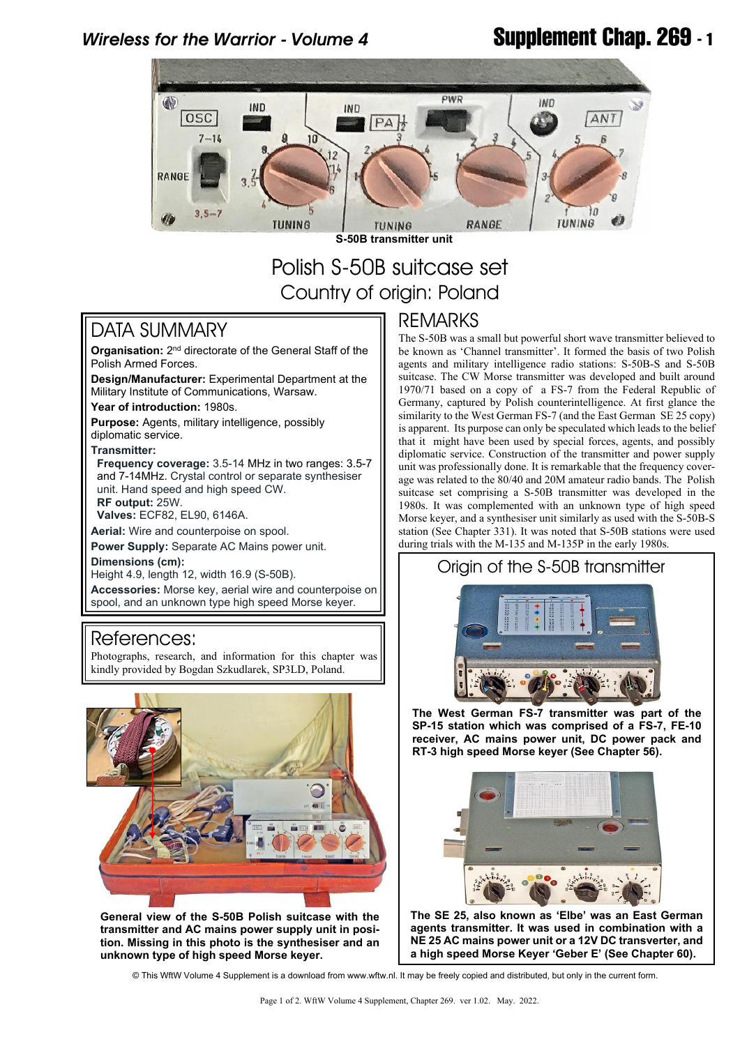S-50B transmitter unit

# Polish S-50B suitcase set

## Country of origin: Poland

## DATA SUMMARY

**Organisation:** 2nd directorate of the General Staff of the Polish Armed Forces.

**Design/Manufacturer:** Experimental Department at the Military Institute of Communications, Warsaw.

**Year of introduction:** 1980s.

**Purpose:** Agents, military intelligence, possibly diplomatic service.

**Transmitter:**

**Frequency coverage:** 3.5-14 MHz in two ranges: 3.5-7 and 7-14MHz. Crystal control or separate synthesiser unit. Hand speed and high speed CW.

**RF output:** 25W.

**Valves:** ECF82, EL90, 6146A.

**Aerial:** Wire and counterpoise on spool.

**Power Supply:** Separate AC Mains power unit.

**Dimensions (cm):**
Height 4.9, length 12, width 16.9 (S-50B).

**Accessories:** Morse key, aerial wire and counterpoise on spool, and an unknown type high speed Morse keyer.

## References:

Photographs, research, and information for this chapter was kindly provided by Bogdan Szkudlarek, SP3LD, Poland.

General view of the S-50B Polish suitcase with the transmitter and AC mains power supply unit in position. Missing in this photo is the synthesiser and an unknown type of high speed Morse keyer.

## REMARKS

The S-50B was a small but powerful short wave transmitter believed to be known as 'Channel transmitter'. It formed the basis of two Polish agents and military intelligence radio stations: S-50B-S and S-50B suitcase. The CW Morse transmitter was developed and built around 1970/71 based on a copy of a FS-7 from the Federal Republic of Germany, captured by Polish counterintelligence. At first glance the similarity to the West German FS-7 (and the East German SE 25 copy) is apparent. Its purpose can only be speculated which leads to the belief that it might have been used by special forces, agents, and possibly diplomatic service. Construction of the transmitter and power supply unit was professionally done. It is remarkable that the frequency coverage was related to the 80/40 and 20M amateur radio bands. The Polish suitcase set comprising a S-50B transmitter was developed in the 1980s. It was complemented with an unknown type of high speed Morse keyer, and a synthesiser unit similarly as used with the S-50B-S station (See Chapter 331). It was noted that S-50B stations were used during trials with the M-135 and M-135P in the early 1980s.

## Origin of the S-50B transmitter

The West German FS-7 transmitter was part of the SP-15 station which was comprised of a FS-7, FE-10 receiver, AC mains power unit, DC power pack and RT-3 high speed Morse keyer (See Chapter 56).

The SE 25, also known as 'Elbe' was an East German agents transmitter. It was used in combination with a NE 25 AC mains power unit or a 12V DC transverter, and a high speed Morse Keyer 'Geber E' (See Chapter 60).

© This WftW Volume 4 Supplement is a download from www.wftw.nl. It may be freely copied and distributed, but only in the current form.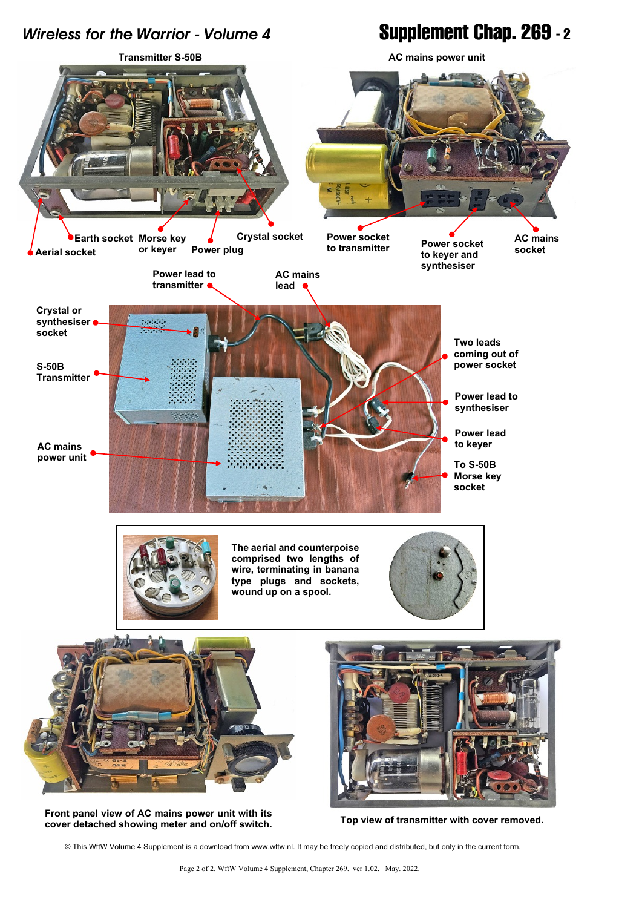Transmitter S-50B

Aerial socket

Earth socket

Morse key or keyer

Power plug

Crystal socket

AC mains power unit

Power socket to transmitter

Power socket to keyer and synthesiser

AC mains socket

Power lead to transmitter

AC mains lead

Crystal or synthesiser socket

S-50B Transmitter

AC mains power unit

Two leads coming out of power socket

Power lead to synthesiser

Power lead to keyer

To S-50B Morse key socket

**The aerial and counterpoise comprised two lengths of wire, terminating in banana type plugs and sockets, wound up on a spool.**

**Front panel view of AC mains power unit with its cover detached showing meter and on/off switch.**

**Top view of transmitter with cover removed.**

© This WftW Volume 4 Supplement is a download from www.wftw.nl. It may be freely copied and distributed, but only in the current form.